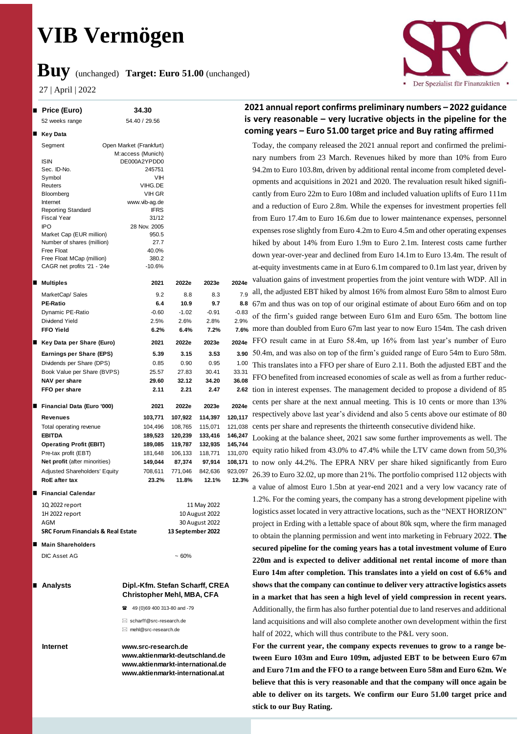# VIB Vermögen

## Buy (unchanged) Target: Euro 51.00 (unchanged)

27 | April | 2022

| Price (Euro) | 34.30 |
|---|---|
| 52 weeks range | 54.40 / 29.56 |

**Key Data**

| | |
|---|---|
| Segment | Open Market (Frankfurt) M:access (Munich) |
| ISIN | DE000A2YPDD0 |
| Sec. ID-No. | 245751 |
| Symbol | VIH |
| Reuters | VIHG.DE |
| Bloomberg | VIH GR |
| Internet | www.vib-ag.de |
| Reporting Standard | IFRS |
| Fiscal Year | 31/12 |
| IPO | 28 Nov. 2005 |
| Market Cap (EUR million) | 950.5 |
| Number of shares (million) | 27.7 |
| Free Float | 40.0% |
| Free Float MCap (million) | 380.2 |
| CAGR net profits '21 - '24e | -10.6% |

| Multiples | 2021 | 2022e | 2023e | 2024e |
|---|---|---|---|---|
| MarketCap/ Sales | 9.2 | 8.8 | 8.3 | 7.9 |
| **PE-Ratio** | **6.4** | **10.9** | **9.7** | **8.8** |
| Dynamic PE-Ratio | -0.60 | -1.02 | -0.91 | -0.83 |
| Dividend Yield | 2.5% | 2.6% | 2.8% | 2.9% |
| **FFO Yield** | **6.2%** | **6.4%** | **7.2%** | **7.6%** |

| Key Data per Share (Euro) | 2021 | 2022e | 2023e | 2024e |
|---|---|---|---|---|
| **Earnings per Share (EPS)** | **5.39** | **3.15** | **3.53** | **3.90** |
| Dividends per Share (DPS) | 0.85 | 0.90 | 0.95 | 1.00 |
| Book Value per Share (BVPS) | 25.57 | 27.83 | 30.41 | 33.31 |
| **NAV per share** | **29.60** | **32.12** | **34.20** | **36.08** |
| **FFO per share** | **2.11** | **2.21** | **2.47** | **2.62** |

| Financial Data (Euro '000) | 2021 | 2022e | 2023e | 2024e |
|---|---|---|---|---|
| **Revenues** | **103,771** | **107,922** | **114,397** | **120,117** |
| Total operating revenue | 104,496 | 108,765 | 115,071 | 121,038 |
| **EBITDA** | **189,523** | **120,239** | **133,416** | **146,247** |
| **Operating Profit (EBIT)** | **189,085** | **119,787** | **132,935** | **145,744** |
| Pre-tax profit (EBT) | 181,648 | 106,133 | 118,771 | 131,070 |
| **Net profit** (after minorities) | **149,044** | **87,374** | **97,914** | **108,171** |
| Adjusted Shareholders' Equity | 708,611 | 771,046 | 842,636 | 923,097 |
| **RoE after tax** | **23.2%** | **11.8%** | **12.1%** | **12.3%** |

**Financial Calendar**

| | |
|---|---|
| 1Q 2022 report | 11 May 2022 |
| 1H 2022 report | 10 August 2022 |
| AGM | 30 August 2022 |
| **SRC Forum Financials & Real Estate** | **13 September 2022** |

**Main Shareholders**

| | |
|---|---|
| DIC Asset AG | ~ 60% |

**Analysts**

**Dipl.-Kfm. Stefan Scharff, CREA**
**Christopher Mehl, MBA, CFA**

49 (0)69 400 313-80 and -79

scharff@src-research.de

mehl@src-research.de

**Internet**

**www.src-research.de**
**www.aktienmarkt-deutschland.de**
**www.aktienmarkt-international.de**
**www.aktienmarkt-international.at**

### 2021 annual report confirms preliminary numbers – 2022 guidance is very reasonable – very lucrative objects in the pipeline for the coming years – Euro 51.00 target price and Buy rating affirmed

Today, the company released the 2021 annual report and confirmed the preliminary numbers from 23 March. Revenues hiked by more than 10% from Euro 94.2m to Euro 103.8m, driven by additional rental income from completed developments and acquisitions in 2021 and 2020. The revaluation result hiked significantly from Euro 22m to Euro 108m and included valuation uplifts of Euro 111m and a reduction of Euro 2.8m. While the expenses for investment properties fell from Euro 17.4m to Euro 16.6m due to lower maintenance expenses, personnel expenses rose slightly from Euro 4.2m to Euro 4.5m and other operating expenses hiked by about 14% from Euro 1.9m to Euro 2.1m. Interest costs came further down year-over-year and declined from Euro 14.1m to Euro 13.4m. The result of at-equity investments came in at Euro 6.1m compared to 0.1m last year, driven by valuation gains of investment properties from the joint venture with WDP. All in all, the adjusted EBT hiked by almost 16% from almost Euro 58m to almost Euro 67m and thus was on top of our original estimate of about Euro 66m and on top of the firm's guided range between Euro 61m and Euro 65m. The bottom line more than doubled from Euro 67m last year to now Euro 154m. The cash driven FFO result came in at Euro 58.4m, up 16% from last year's number of Euro 50.4m, and was also on top of the firm's guided range of Euro 54m to Euro 58m. This translates into a FFO per share of Euro 2.11. Both the adjusted EBT and the FFO benefited from increased economies of scale as well as from a further reduction in interest expenses. The management decided to propose a dividend of 85 cents per share at the next annual meeting. This is 10 cents or more than 13% respectively above last year's dividend and also 5 cents above our estimate of 80 cents per share and represents the thirteenth consecutive dividend hike.

Looking at the balance sheet, 2021 saw some further improvements as well. The equity ratio hiked from 43.0% to 47.4% while the LTV came down from 50,3% to now only 44.2%. The EPRA NRV per share hiked significantly from Euro 26.39 to Euro 32.02, up more than 21%. The portfolio comprised 112 objects with a value of almost Euro 1.5bn at year-end 2021 and a very low vacancy rate of 1.2%. For the coming years, the company has a strong development pipeline with logistics asset located in very attractive locations, such as the "NEXT HORIZON" project in Erding with a lettable space of about 80k sqm, where the firm managed to obtain the planning permission and went into marketing in February 2022. **The secured pipeline for the coming years has a total investment volume of Euro 220m and is expected to deliver additional net rental income of more than Euro 14m after completion. This translates into a yield on cost of 6.6% and shows that the company can continue to deliver very attractive logistics assets in a market that has seen a high level of yield compression in recent years.** Additionally, the firm has also further potential due to land reserves and additional land acquisitions and will also complete another own development within the first half of 2022, which will thus contribute to the P&L very soon.

**For the current year, the company expects revenues to grow to a range between Euro 103m and Euro 109m, adjusted EBT to be between Euro 67m and Euro 71m and the FFO to a range between Euro 58m and Euro 62m. We believe that this is very reasonable and that the company will once again be able to deliver on its targets. We confirm our Euro 51.00 target price and stick to our Buy Rating.**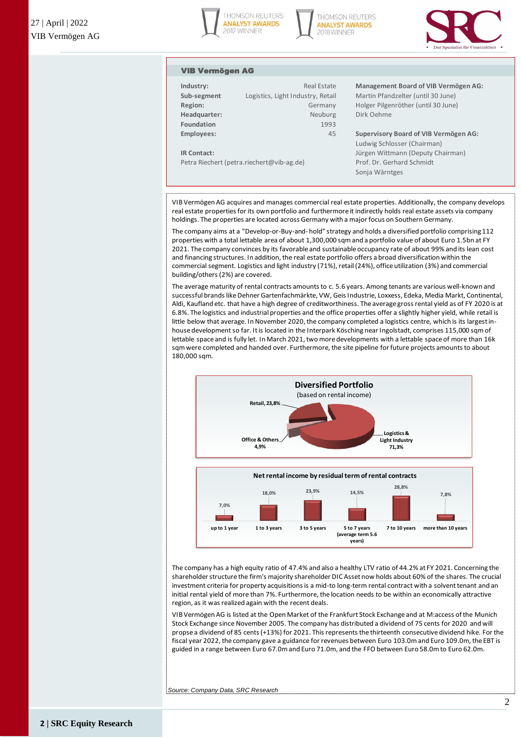## VIB Vermögen AG

| | | |
|---|---|---|
| **Industry:** | Real Estate | **Management Board of VIB Vermögen AG:** |
| **Sub-segment** | Logistics, Light Industry, Retail | Martin Pfandzelter (until 30 June) |
| **Region:** | Germany | Holger Pilgenröther (until 30 June) |
| **Headquarter:** | Neuburg | Dirk Oehme |
| **Foundation** | 1993 | |
| **Employees:** | 45 | **Supervisory Board of VIB Vermögen AG:** |
| | | Ludwig Schlosser (Chairman) |
| **IR Contact:** | | Jürgen Wittmann (Deputy Chairman) |
| Petra Riechert (petra.riechert@vib-ag.de) | | Prof. Dr. Gerhard Schmidt |
| | | Sonja Wärntges |

VIB Vermögen AG acquires and manages commercial real estate properties. Additionally, the company develops real estate properties for its own portfolio and furthermore it indirectly holds real estate assets via company holdings. The properties are located across Germany with a major focus on Southern Germany.

The company aims at a "Develop-or-Buy-and- hold" strategy and holds a diversified portfolio comprising 112 properties with a total lettable area of about 1,300,000 sqm and a portfolio value of about Euro 1.5bn at FY 2021. The company convinces by its favorable and sustainable occupancy rate of about 99% and its lean cost and financing structures. In addition, the real estate portfolio offers a broad diversification within the commercial segment. Logistics and light industry (71%), retail (24%), office utilization (3%) and commercial building/others (2%) are covered.

The average maturity of rental contracts amounts to c. 5.6 years. Among tenants are various well-known and successful brands like Dehner Gartenfachmärkte, VW, Geis Industrie, Loxxess, Edeka, Media Markt, Continental, Aldi, Kaufland etc. that have a high degree of creditworthiness. The average gross rental yield as of FY 2020 is at 6.8%. The logistics and industrial properties and the office properties offer a slightly higher yield, while retail is little below that average. In November 2020, the company completed a logistics centre, which is its largest in-house development so far. It is located in the Interpark Kösching near Ingolstadt, comprises 115,000 sqm of lettable space and is fully let. In March 2021, two more developments with a lettable space of more than 16k sqm were completed and handed over. Furthermore, the site pipeline for future projects amounts to about 180,000 sqm.

**Diversified Portfolio**
(based on rental income)

| Segment | Share |
|---|---|
| Logistics & Light Industry | 71,3% |
| Retail | 23,8% |
| Office & Others | 4,9% |

**Net rental income by residual term of rental contracts**

| up to 1 year | 1 to 3 years | 3 to 5 years | 5 to 7 years (average term 5.6 years) | 7 to 10 years | more than 10 years |
|---|---|---|---|---|---|
| 7,0% | 18,0% | 23,9% | 14,5% | 28,8% | 7,8% |

The company has a high equity ratio of 47.4% and also a healthy LTV ratio of 44.2% at FY 2021. Concerning the shareholder structure the firm's majority shareholder DIC Asset now holds about 60% of the shares. The crucial investment criteria for property acquisitions is a mid-to long-term rental contract with a solvent tenant and an initial rental yield of more than 7%. Furthermore, the location needs to be within an economically attractive region, as it was realized again with the recent deals.

VIB Vermögen AG is listed at the Open Market of the Frankfurt Stock Exchange and at M:access of the Munich Stock Exchange since November 2005. The company has distributed a dividend of 75 cents for 2020 and will propse a dividend of 85 cents (+13%) for 2021. This represents the thirteenth consecutive dividend hike. For the fiscal year 2022, the company gave a guidance for revenues between Euro 103.0m and Euro 109.0m, the EBT is guided in a range between Euro 67.0m and Euro 71.0m, and the FFO between Euro 58.0m to Euro 62.0m.

*Source: Company Data, SRC Research*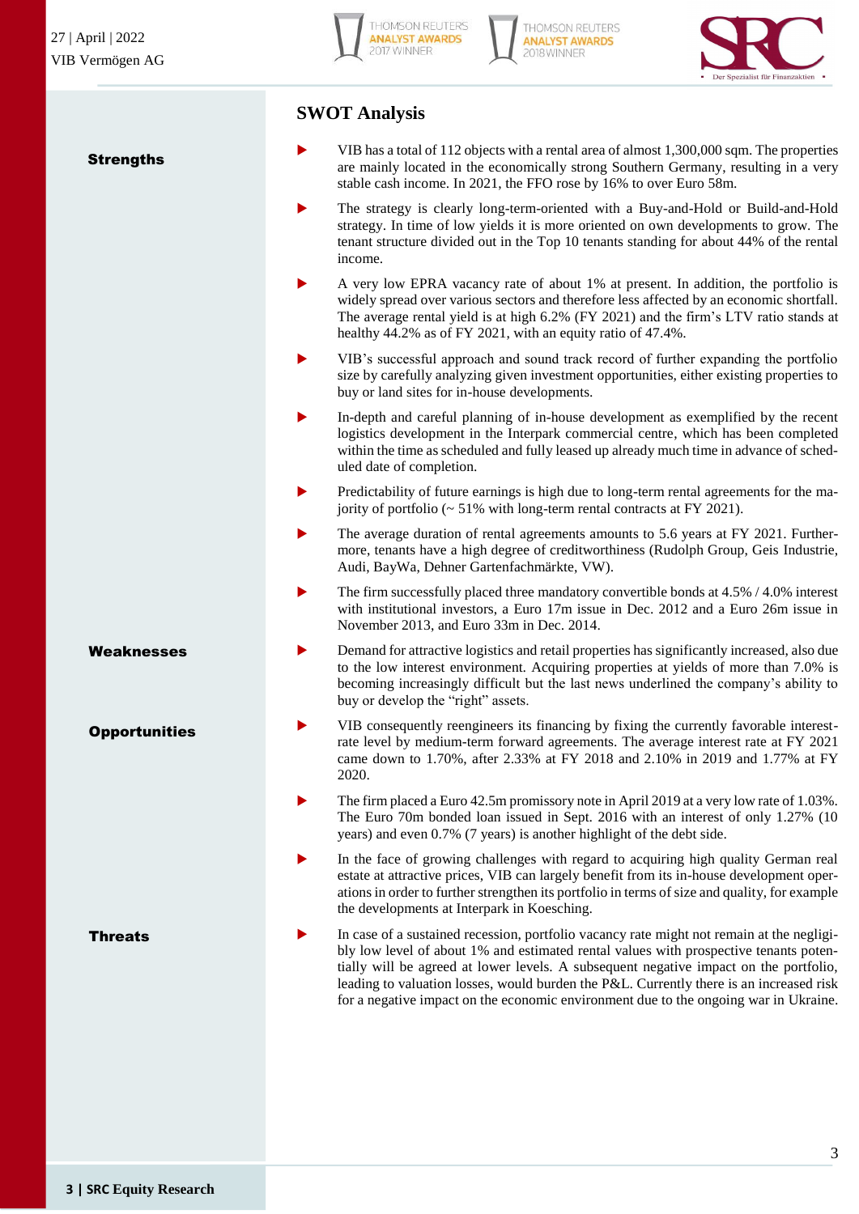## SWOT Analysis

### Strengths

- VIB has a total of 112 objects with a rental area of almost 1,300,000 sqm. The properties are mainly located in the economically strong Southern Germany, resulting in a very stable cash income. In 2021, the FFO rose by 16% to over Euro 58m.
- The strategy is clearly long-term-oriented with a Buy-and-Hold or Build-and-Hold strategy. In time of low yields it is more oriented on own developments to grow. The tenant structure divided out in the Top 10 tenants standing for about 44% of the rental income.
- A very low EPRA vacancy rate of about 1% at present. In addition, the portfolio is widely spread over various sectors and therefore less affected by an economic shortfall. The average rental yield is at high 6.2% (FY 2021) and the firm's LTV ratio stands at healthy 44.2% as of FY 2021, with an equity ratio of 47.4%.
- VIB's successful approach and sound track record of further expanding the portfolio size by carefully analyzing given investment opportunities, either existing properties to buy or land sites for in-house developments.
- In-depth and careful planning of in-house development as exemplified by the recent logistics development in the Interpark commercial centre, which has been completed within the time as scheduled and fully leased up already much time in advance of scheduled date of completion.
- Predictability of future earnings is high due to long-term rental agreements for the majority of portfolio (~ 51% with long-term rental contracts at FY 2021).
- The average duration of rental agreements amounts to 5.6 years at FY 2021. Furthermore, tenants have a high degree of creditworthiness (Rudolph Group, Geis Industrie, Audi, BayWa, Dehner Gartenfachmärkte, VW).
- The firm successfully placed three mandatory convertible bonds at 4.5% / 4.0% interest with institutional investors, a Euro 17m issue in Dec. 2012 and a Euro 26m issue in November 2013, and Euro 33m in Dec. 2014.

### Weaknesses

- Demand for attractive logistics and retail properties has significantly increased, also due to the low interest environment. Acquiring properties at yields of more than 7.0% is becoming increasingly difficult but the last news underlined the company's ability to buy or develop the "right" assets.

### Opportunities

- VIB consequently reengineers its financing by fixing the currently favorable interest-rate level by medium-term forward agreements. The average interest rate at FY 2021 came down to 1.70%, after 2.33% at FY 2018 and 2.10% in 2019 and 1.77% at FY 2020.
- The firm placed a Euro 42.5m promissory note in April 2019 at a very low rate of 1.03%. The Euro 70m bonded loan issued in Sept. 2016 with an interest of only 1.27% (10 years) and even 0.7% (7 years) is another highlight of the debt side.
- In the face of growing challenges with regard to acquiring high quality German real estate at attractive prices, VIB can largely benefit from its in-house development operations in order to further strengthen its portfolio in terms of size and quality, for example the developments at Interpark in Koesching.

### Threats

- In case of a sustained recession, portfolio vacancy rate might not remain at the negligibly low level of about 1% and estimated rental values with prospective tenants potentially will be agreed at lower levels. A subsequent negative impact on the portfolio, leading to valuation losses, would burden the P&L. Currently there is an increased risk for a negative impact on the economic environment due to the ongoing war in Ukraine.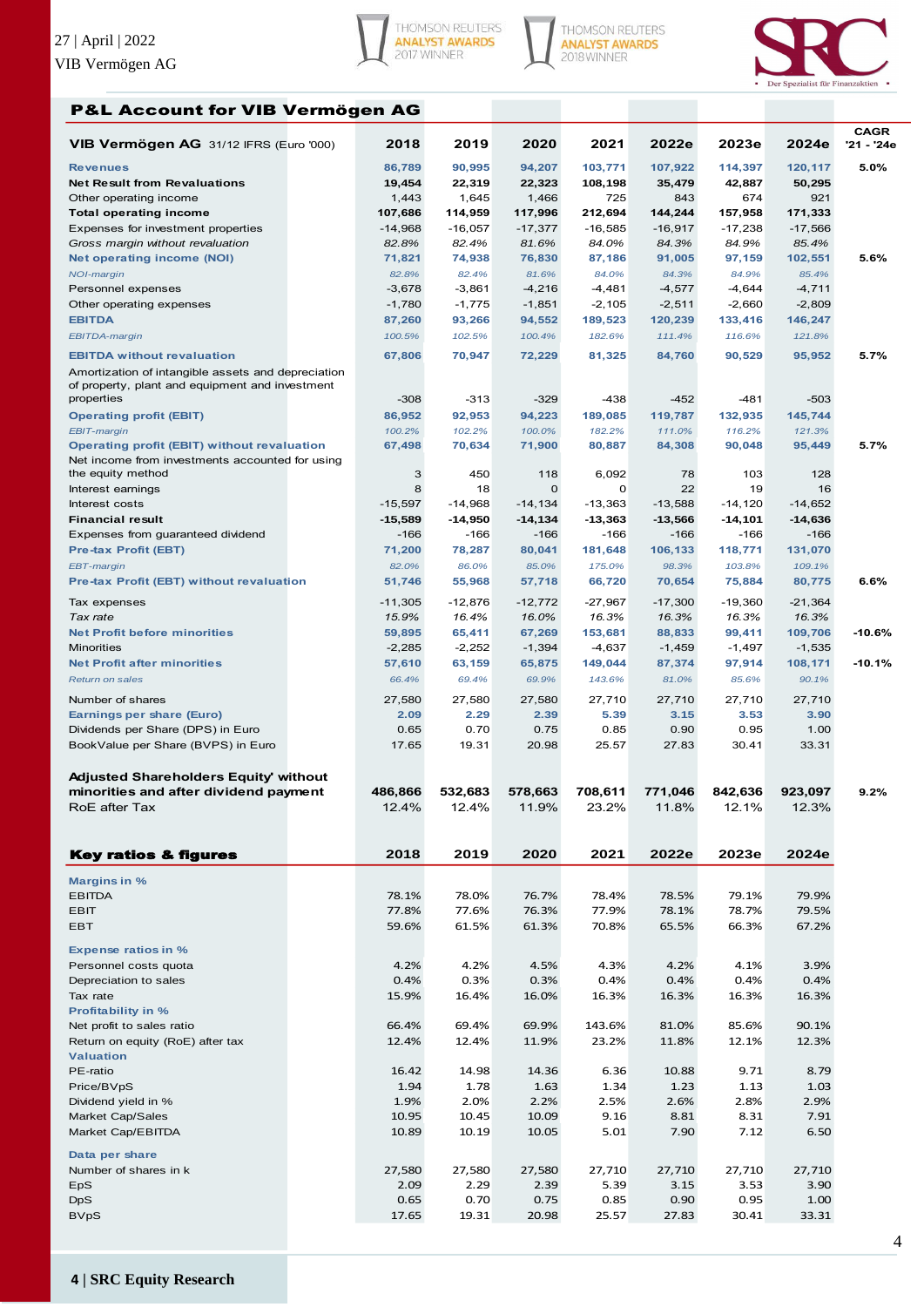## P&L Account for VIB Vermögen AG

| VIB Vermögen AG 31/12 IFRS (Euro '000) | 2018 | 2019 | 2020 | 2021 | 2022e | 2023e | 2024e | CAGR '21 - '24e |
|---|---|---|---|---|---|---|---|---|
| Revenues | 86,789 | 90,995 | 94,207 | 103,771 | 107,922 | 114,397 | 120,117 | 5.0% |
| Net Result from Revaluations | 19,454 | 22,319 | 22,323 | 108,198 | 35,479 | 42,887 | 50,295 | |
| Other operating income | 1,443 | 1,645 | 1,466 | 725 | 843 | 674 | 921 | |
| Total operating income | 107,686 | 114,959 | 117,996 | 212,694 | 144,244 | 157,958 | 171,333 | |
| Expenses for investment properties | -14,968 | -16,057 | -17,377 | -16,585 | -16,917 | -17,238 | -17,566 | |
| *Gross margin without revaluation* | *82.8%* | *82.4%* | *81.6%* | *84.0%* | *84.3%* | *84.9%* | *85.4%* | |
| Net operating income (NOI) | 71,821 | 74,938 | 76,830 | 87,186 | 91,005 | 97,159 | 102,551 | 5.6% |
| *NOI-margin* | *82.8%* | *82.4%* | *81.6%* | *84.0%* | *84.3%* | *84.9%* | *85.4%* | |
| Personnel expenses | -3,678 | -3,861 | -4,216 | -4,481 | -4,577 | -4,644 | -4,711 | |
| Other operating expenses | -1,780 | -1,775 | -1,851 | -2,105 | -2,511 | -2,660 | -2,809 | |
| EBITDA | 87,260 | 93,266 | 94,552 | 189,523 | 120,239 | 133,416 | 146,247 | |
| *EBITDA-margin* | *100.5%* | *102.5%* | *100.4%* | *182.6%* | *111.4%* | *116.6%* | *121.8%* | |
| EBITDA without revaluation | 67,806 | 70,947 | 72,229 | 81,325 | 84,760 | 90,529 | 95,952 | 5.7% |
| Amortization of intangible assets and depreciation of property, plant and equipment and investment properties | -308 | -313 | -329 | -438 | -452 | -481 | -503 | |
| Operating profit (EBIT) | 86,952 | 92,953 | 94,223 | 189,085 | 119,787 | 132,935 | 145,744 | |
| *EBIT-margin* | *100.2%* | *102.2%* | *100.0%* | *182.2%* | *111.0%* | *116.2%* | *121.3%* | |
| Operating profit (EBIT) without revaluation | 67,498 | 70,634 | 71,900 | 80,887 | 84,308 | 90,048 | 95,449 | 5.7% |
| Net income from investments accounted for using the equity method | 3 | 450 | 118 | 6,092 | 78 | 103 | 128 | |
| Interest earnings | 8 | 18 | 0 | 0 | 22 | 19 | 16 | |
| Interest costs | -15,597 | -14,968 | -14,134 | -13,363 | -13,588 | -14,120 | -14,652 | |
| Financial result | -15,589 | -14,950 | -14,134 | -13,363 | -13,566 | -14,101 | -14,636 | |
| Expenses from guaranteed dividend | -166 | -166 | -166 | -166 | -166 | -166 | -166 | |
| Pre-tax Profit (EBT) | 71,200 | 78,287 | 80,041 | 181,648 | 106,133 | 118,771 | 131,070 | |
| *EBT-margin* | *82.0%* | *86.0%* | *85.0%* | *175.0%* | *98.3%* | *103.8%* | *109.1%* | |
| Pre-tax Profit (EBT) without revaluation | 51,746 | 55,968 | 57,718 | 66,720 | 70,654 | 75,884 | 80,775 | 6.6% |
| Tax expenses | -11,305 | -12,876 | -12,772 | -27,967 | -17,300 | -19,360 | -21,364 | |
| *Tax rate* | *15.9%* | *16.4%* | *16.0%* | *16.3%* | *16.3%* | *16.3%* | *16.3%* | |
| Net Profit before minorities | 59,895 | 65,411 | 67,269 | 153,681 | 88,833 | 99,411 | 109,706 | -10.6% |
| Minorities | -2,285 | -2,252 | -1,394 | -4,637 | -1,459 | -1,497 | -1,535 | |
| Net Profit after minorities | 57,610 | 63,159 | 65,875 | 149,044 | 87,374 | 97,914 | 108,171 | -10.1% |
| *Return on sales* | *66.4%* | *69.4%* | *69.9%* | *143.6%* | *81.0%* | *85.6%* | *90.1%* | |
| Number of shares | 27,580 | 27,580 | 27,580 | 27,710 | 27,710 | 27,710 | 27,710 | |
| Earnings per share (Euro) | 2.09 | 2.29 | 2.39 | 5.39 | 3.15 | 3.53 | 3.90 | |
| Dividends per Share (DPS) in Euro | 0.65 | 0.70 | 0.75 | 0.85 | 0.90 | 0.95 | 1.00 | |
| BookValue per Share (BVPS) in Euro | 17.65 | 19.31 | 20.98 | 25.57 | 27.83 | 30.41 | 33.31 | |
| **Adjusted Shareholders Equity' without minorities and after dividend payment** | **486,866** | **532,683** | **578,663** | **708,611** | **771,046** | **842,636** | **923,097** | **9.2%** |
| RoE after Tax | 12.4% | 12.4% | 11.9% | 23.2% | 11.8% | 12.1% | 12.3% | |

| Key ratios & figures | 2018 | 2019 | 2020 | 2021 | 2022e | 2023e | 2024e |
|---|---|---|---|---|---|---|---|
| **Margins in %** | | | | | | | |
| EBITDA | 78.1% | 78.0% | 76.7% | 78.4% | 78.5% | 79.1% | 79.9% |
| EBIT | 77.8% | 77.6% | 76.3% | 77.9% | 78.1% | 78.7% | 79.5% |
| EBT | 59.6% | 61.5% | 61.3% | 70.8% | 65.5% | 66.3% | 67.2% |
| **Expense ratios in %** | | | | | | | |
| Personnel costs quota | 4.2% | 4.2% | 4.5% | 4.3% | 4.2% | 4.1% | 3.9% |
| Depreciation to sales | 0.4% | 0.3% | 0.3% | 0.4% | 0.4% | 0.4% | 0.4% |
| Tax rate | 15.9% | 16.4% | 16.0% | 16.3% | 16.3% | 16.3% | 16.3% |
| **Profitability in %** | | | | | | | |
| Net profit to sales ratio | 66.4% | 69.4% | 69.9% | 143.6% | 81.0% | 85.6% | 90.1% |
| Return on equity (RoE) after tax | 12.4% | 12.4% | 11.9% | 23.2% | 11.8% | 12.1% | 12.3% |
| **Valuation** | | | | | | | |
| PE-ratio | 16.42 | 14.98 | 14.36 | 6.36 | 10.88 | 9.71 | 8.79 |
| Price/BVpS | 1.94 | 1.78 | 1.63 | 1.34 | 1.23 | 1.13 | 1.03 |
| Dividend yield in % | 1.9% | 2.0% | 2.2% | 2.5% | 2.6% | 2.8% | 2.9% |
| Market Cap/Sales | 10.95 | 10.45 | 10.09 | 9.16 | 8.81 | 8.31 | 7.91 |
| Market Cap/EBITDA | 10.89 | 10.19 | 10.05 | 5.01 | 7.90 | 7.12 | 6.50 |
| **Data per share** | | | | | | | |
| Number of shares in k | 27,580 | 27,580 | 27,580 | 27,710 | 27,710 | 27,710 | 27,710 |
| EpS | 2.09 | 2.29 | 2.39 | 5.39 | 3.15 | 3.53 | 3.90 |
| DpS | 0.65 | 0.70 | 0.75 | 0.85 | 0.90 | 0.95 | 1.00 |
| BVpS | 17.65 | 19.31 | 20.98 | 25.57 | 27.83 | 30.41 | 33.31 |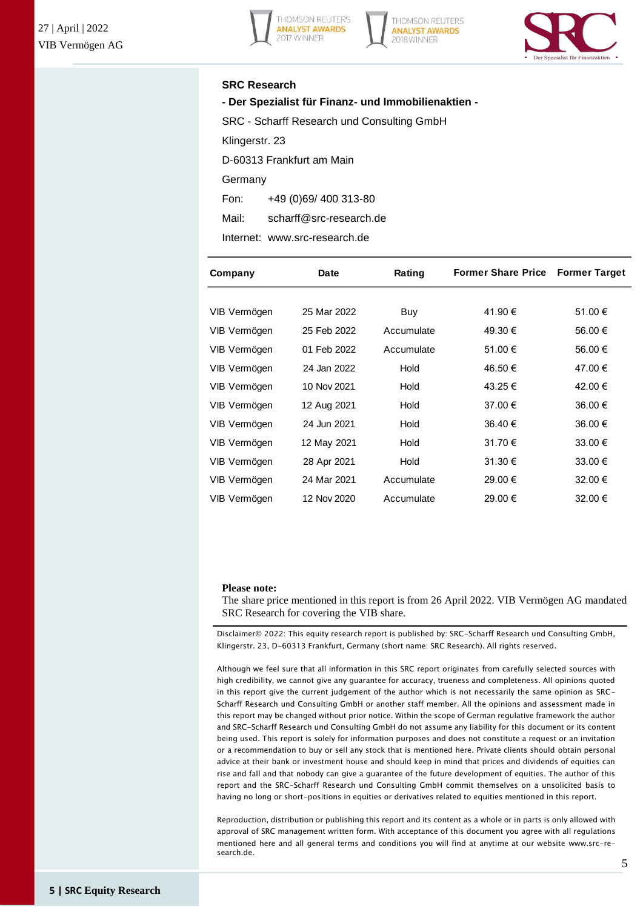**SRC Research**

**- Der Spezialist für Finanz- und Immobilienaktien -**

SRC - Scharff Research und Consulting GmbH

Klingerstr. 23

D-60313 Frankfurt am Main

Germany

Fon: +49 (0)69/ 400 313-80

Mail: scharff@src-research.de

Internet: www.src-research.de

| Company | Date | Rating | Former Share Price | Former Target |
|---|---|---|---|---|
| VIB Vermögen | 25 Mar 2022 | Buy | 41.90 € | 51.00 € |
| VIB Vermögen | 25 Feb 2022 | Accumulate | 49.30 € | 56.00 € |
| VIB Vermögen | 01 Feb 2022 | Accumulate | 51.00 € | 56.00 € |
| VIB Vermögen | 24 Jan 2022 | Hold | 46.50 € | 47.00 € |
| VIB Vermögen | 10 Nov 2021 | Hold | 43.25 € | 42.00 € |
| VIB Vermögen | 12 Aug 2021 | Hold | 37.00 € | 36.00 € |
| VIB Vermögen | 24 Jun 2021 | Hold | 36.40 € | 36.00 € |
| VIB Vermögen | 12 May 2021 | Hold | 31.70 € | 33.00 € |
| VIB Vermögen | 28 Apr 2021 | Hold | 31.30 € | 33.00 € |
| VIB Vermögen | 24 Mar 2021 | Accumulate | 29.00 € | 32.00 € |
| VIB Vermögen | 12 Nov 2020 | Accumulate | 29.00 € | 32.00 € |

**Please note:**
The share price mentioned in this report is from 26 April 2022. VIB Vermögen AG mandated SRC Research for covering the VIB share.

Disclaimer© 2022: This equity research report is published by: SRC-Scharff Research und Consulting GmbH, Klingerstr. 23, D-60313 Frankfurt, Germany (short name: SRC Research). All rights reserved.

Although we feel sure that all information in this SRC report originates from carefully selected sources with high credibility, we cannot give any guarantee for accuracy, trueness and completeness. All opinions quoted in this report give the current judgement of the author which is not necessarily the same opinion as SRC-Scharff Research und Consulting GmbH or another staff member. All the opinions and assessment made in this report may be changed without prior notice. Within the scope of German regulative framework the author and SRC-Scharff Research und Consulting GmbH do not assume any liability for this document or its content being used. This report is solely for information purposes and does not constitute a request or an invitation or a recommendation to buy or sell any stock that is mentioned here. Private clients should obtain personal advice at their bank or investment house and should keep in mind that prices and dividends of equities can rise and fall and that nobody can give a guarantee of the future development of equities. The author of this report and the SRC-Scharff Research und Consulting GmbH commit themselves on a unsolicited basis to having no long or short-positions in equities or derivatives related to equities mentioned in this report.

Reproduction, distribution or publishing this report and its content as a whole or in parts is only allowed with approval of SRC management written form. With acceptance of this document you agree with all regulations mentioned here and all general terms and conditions you will find at anytime at our website www.src-research.de.